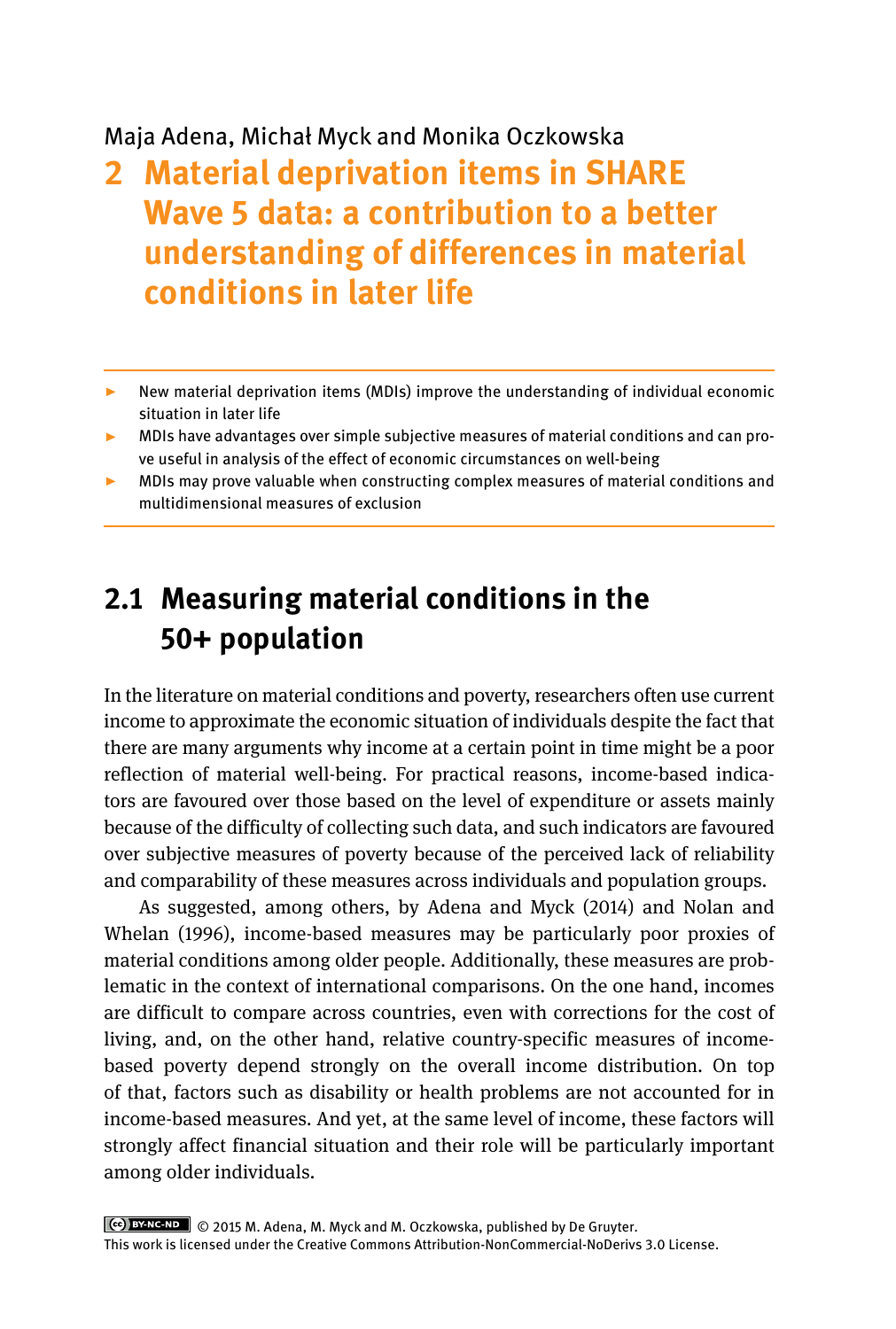Maja Adena, Michał Myck and Monika Oczkowska

# 2 Material deprivation items in SHARE Wave 5 data: a contribution to a better understanding of differences in material conditions in later life

- New material deprivation items (MDIs) improve the understanding of individual economic situation in later life
- MDIs have advantages over simple subjective measures of material conditions and can prove useful in analysis of the effect of economic circumstances on well-being
- MDIs may prove valuable when constructing complex measures of material conditions and multidimensional measures of exclusion

## 2.1 Measuring material conditions in the 50+ population

In the literature on material conditions and poverty, researchers often use current income to approximate the economic situation of individuals despite the fact that there are many arguments why income at a certain point in time might be a poor reflection of material well-being. For practical reasons, income-based indicators are favoured over those based on the level of expenditure or assets mainly because of the difficulty of collecting such data, and such indicators are favoured over subjective measures of poverty because of the perceived lack of reliability and comparability of these measures across individuals and population groups.

As suggested, among others, by Adena and Myck (2014) and Nolan and Whelan (1996), income-based measures may be particularly poor proxies of material conditions among older people. Additionally, these measures are problematic in the context of international comparisons. On the one hand, incomes are difficult to compare across countries, even with corrections for the cost of living, and, on the other hand, relative country-specific measures of income-based poverty depend strongly on the overall income distribution. On top of that, factors such as disability or health problems are not accounted for in income-based measures. And yet, at the same level of income, these factors will strongly affect financial situation and their role will be particularly important among older individuals.

© 2015 M. Adena, M. Myck and M. Oczkowska, published by De Gruyter.
This work is licensed under the Creative Commons Attribution-NonCommercial-NoDerivs 3.0 License.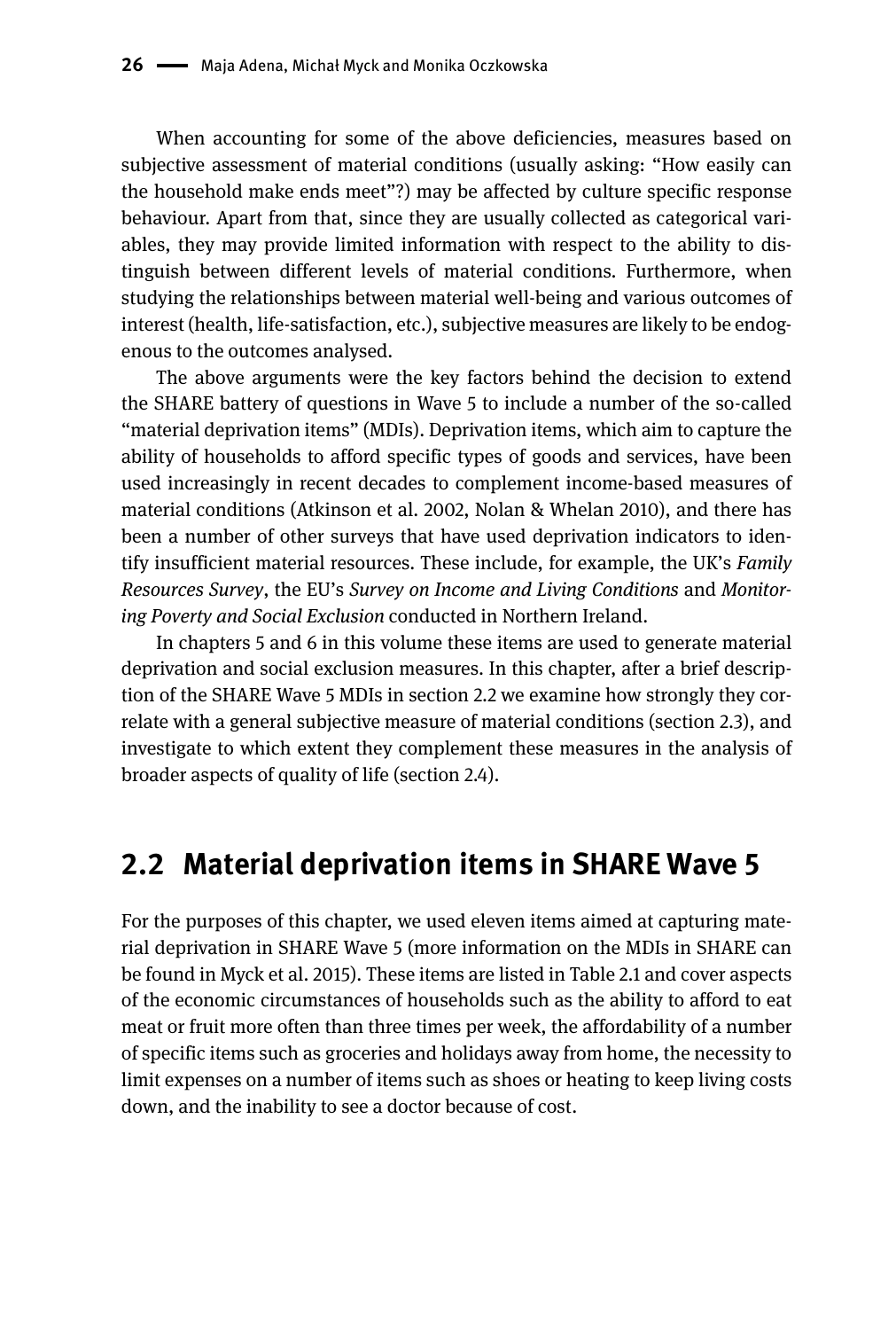When accounting for some of the above deficiencies, measures based on subjective assessment of material conditions (usually asking: "How easily can the household make ends meet"?) may be affected by culture specific response behaviour. Apart from that, since they are usually collected as categorical variables, they may provide limited information with respect to the ability to distinguish between different levels of material conditions. Furthermore, when studying the relationships between material well-being and various outcomes of interest (health, life-satisfaction, etc.), subjective measures are likely to be endogenous to the outcomes analysed.

The above arguments were the key factors behind the decision to extend the SHARE battery of questions in Wave 5 to include a number of the so-called "material deprivation items" (MDIs). Deprivation items, which aim to capture the ability of households to afford specific types of goods and services, have been used increasingly in recent decades to complement income-based measures of material conditions (Atkinson et al. 2002, Nolan & Whelan 2010), and there has been a number of other surveys that have used deprivation indicators to identify insufficient material resources. These include, for example, the UK's *Family Resources Survey*, the EU's *Survey on Income and Living Conditions* and *Monitoring Poverty and Social Exclusion* conducted in Northern Ireland.

In chapters 5 and 6 in this volume these items are used to generate material deprivation and social exclusion measures. In this chapter, after a brief description of the SHARE Wave 5 MDIs in section 2.2 we examine how strongly they correlate with a general subjective measure of material conditions (section 2.3), and investigate to which extent they complement these measures in the analysis of broader aspects of quality of life (section 2.4).

## 2.2 Material deprivation items in SHARE Wave 5

For the purposes of this chapter, we used eleven items aimed at capturing material deprivation in SHARE Wave 5 (more information on the MDIs in SHARE can be found in Myck et al. 2015). These items are listed in Table 2.1 and cover aspects of the economic circumstances of households such as the ability to afford to eat meat or fruit more often than three times per week, the affordability of a number of specific items such as groceries and holidays away from home, the necessity to limit expenses on a number of items such as shoes or heating to keep living costs down, and the inability to see a doctor because of cost.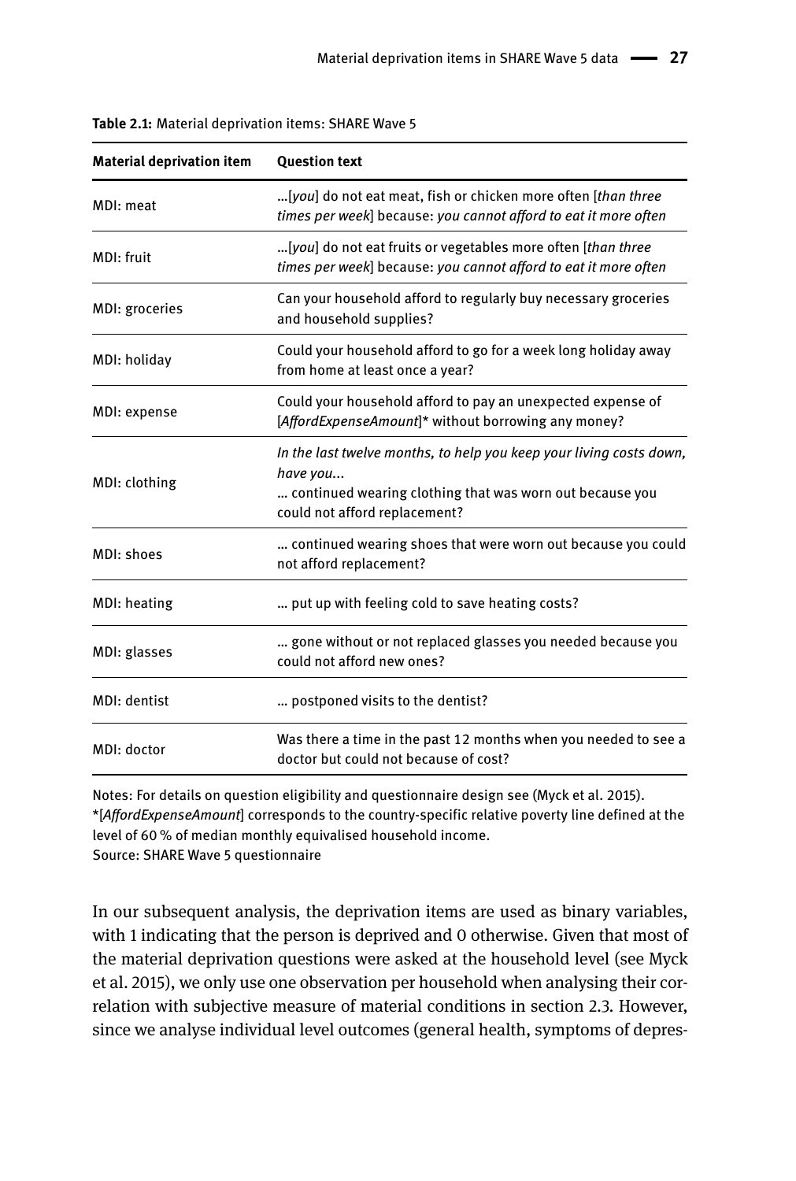**Table 2.1:** Material deprivation items: SHARE Wave 5

| Material deprivation item | Question text |
|---|---|
| MDI: meat | …[*you*] do not eat meat, fish or chicken more often [*than three times per week*] because: *you cannot afford to eat it more often* |
| MDI: fruit | …[*you*] do not eat fruits or vegetables more often [*than three times per week*] because: *you cannot afford to eat it more often* |
| MDI: groceries | Can your household afford to regularly buy necessary groceries and household supplies? |
| MDI: holiday | Could your household afford to go for a week long holiday away from home at least once a year? |
| MDI: expense | Could your household afford to pay an unexpected expense of [*AffordExpenseAmount*]* without borrowing any money? |
| MDI: clothing | *In the last twelve months, to help you keep your living costs down, have you…* … continued wearing clothing that was worn out because you could not afford replacement? |
| MDI: shoes | … continued wearing shoes that were worn out because you could not afford replacement? |
| MDI: heating | … put up with feeling cold to save heating costs? |
| MDI: glasses | … gone without or not replaced glasses you needed because you could not afford new ones? |
| MDI: dentist | … postponed visits to the dentist? |
| MDI: doctor | Was there a time in the past 12 months when you needed to see a doctor but could not because of cost? |

Notes: For details on question eligibility and questionnaire design see (Myck et al. 2015).
*[*AffordExpenseAmount*] corresponds to the country-specific relative poverty line defined at the level of 60 % of median monthly equivalised household income.
Source: SHARE Wave 5 questionnaire

In our subsequent analysis, the deprivation items are used as binary variables, with 1 indicating that the person is deprived and 0 otherwise. Given that most of the material deprivation questions were asked at the household level (see Myck et al. 2015), we only use one observation per household when analysing their correlation with subjective measure of material conditions in section 2.3. However, since we analyse individual level outcomes (general health, symptoms of depres-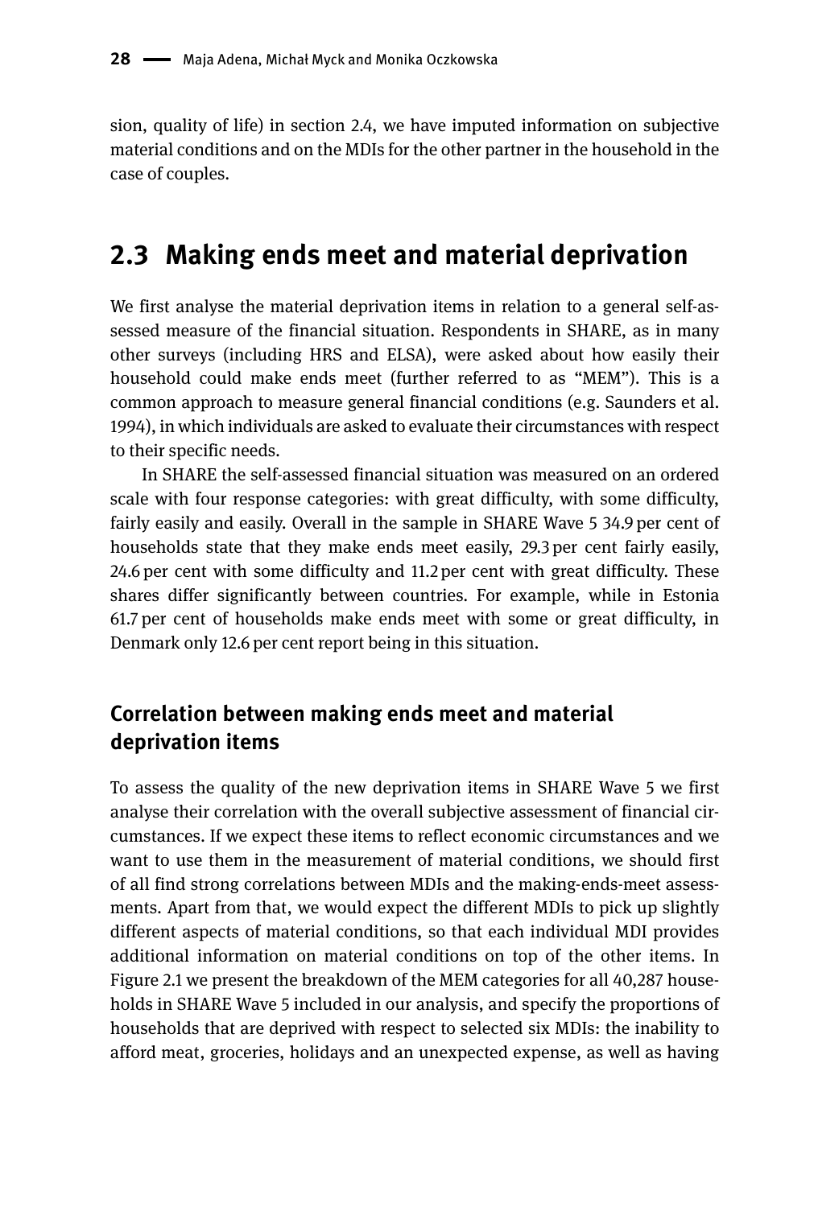sion, quality of life) in section 2.4, we have imputed information on subjective material conditions and on the MDIs for the other partner in the household in the case of couples.

## 2.3 Making ends meet and material deprivation

We first analyse the material deprivation items in relation to a general self-assessed measure of the financial situation. Respondents in SHARE, as in many other surveys (including HRS and ELSA), were asked about how easily their household could make ends meet (further referred to as "MEM"). This is a common approach to measure general financial conditions (e.g. Saunders et al. 1994), in which individuals are asked to evaluate their circumstances with respect to their specific needs.

In SHARE the self-assessed financial situation was measured on an ordered scale with four response categories: with great difficulty, with some difficulty, fairly easily and easily. Overall in the sample in SHARE Wave 5 34.9 per cent of households state that they make ends meet easily, 29.3 per cent fairly easily, 24.6 per cent with some difficulty and 11.2 per cent with great difficulty. These shares differ significantly between countries. For example, while in Estonia 61.7 per cent of households make ends meet with some or great difficulty, in Denmark only 12.6 per cent report being in this situation.

### Correlation between making ends meet and material deprivation items

To assess the quality of the new deprivation items in SHARE Wave 5 we first analyse their correlation with the overall subjective assessment of financial circumstances. If we expect these items to reflect economic circumstances and we want to use them in the measurement of material conditions, we should first of all find strong correlations between MDIs and the making-ends-meet assessments. Apart from that, we would expect the different MDIs to pick up slightly different aspects of material conditions, so that each individual MDI provides additional information on material conditions on top of the other items. In Figure 2.1 we present the breakdown of the MEM categories for all 40,287 households in SHARE Wave 5 included in our analysis, and specify the proportions of households that are deprived with respect to selected six MDIs: the inability to afford meat, groceries, holidays and an unexpected expense, as well as having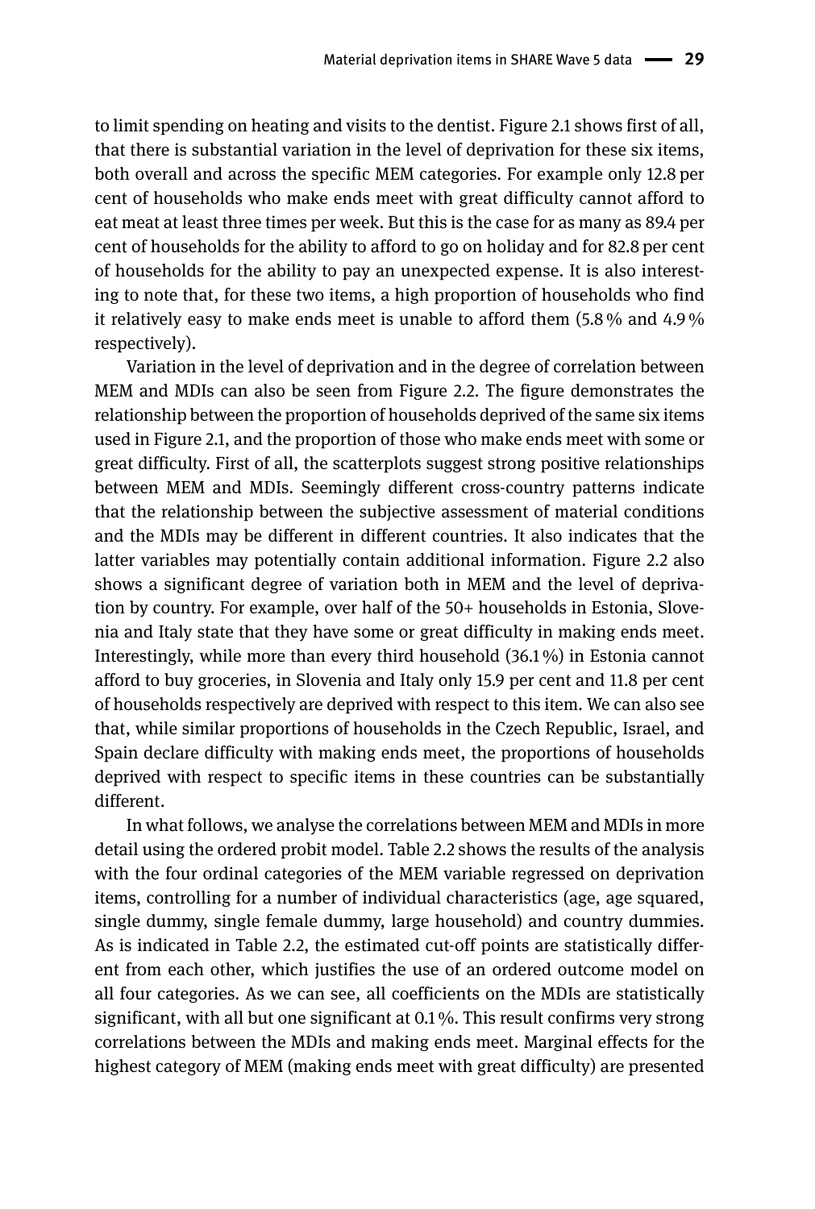to limit spending on heating and visits to the dentist. Figure 2.1 shows first of all, that there is substantial variation in the level of deprivation for these six items, both overall and across the specific MEM categories. For example only 12.8 per cent of households who make ends meet with great difficulty cannot afford to eat meat at least three times per week. But this is the case for as many as 89.4 per cent of households for the ability to afford to go on holiday and for 82.8 per cent of households for the ability to pay an unexpected expense. It is also interesting to note that, for these two items, a high proportion of households who find it relatively easy to make ends meet is unable to afford them (5.8 % and 4.9 % respectively).

Variation in the level of deprivation and in the degree of correlation between MEM and MDIs can also be seen from Figure 2.2. The figure demonstrates the relationship between the proportion of households deprived of the same six items used in Figure 2.1, and the proportion of those who make ends meet with some or great difficulty. First of all, the scatterplots suggest strong positive relationships between MEM and MDIs. Seemingly different cross-country patterns indicate that the relationship between the subjective assessment of material conditions and the MDIs may be different in different countries. It also indicates that the latter variables may potentially contain additional information. Figure 2.2 also shows a significant degree of variation both in MEM and the level of deprivation by country. For example, over half of the 50+ households in Estonia, Slovenia and Italy state that they have some or great difficulty in making ends meet. Interestingly, while more than every third household (36.1 %) in Estonia cannot afford to buy groceries, in Slovenia and Italy only 15.9 per cent and 11.8 per cent of households respectively are deprived with respect to this item. We can also see that, while similar proportions of households in the Czech Republic, Israel, and Spain declare difficulty with making ends meet, the proportions of households deprived with respect to specific items in these countries can be substantially different.

In what follows, we analyse the correlations between MEM and MDIs in more detail using the ordered probit model. Table 2.2 shows the results of the analysis with the four ordinal categories of the MEM variable regressed on deprivation items, controlling for a number of individual characteristics (age, age squared, single dummy, single female dummy, large household) and country dummies. As is indicated in Table 2.2, the estimated cut-off points are statistically different from each other, which justifies the use of an ordered outcome model on all four categories. As we can see, all coefficients on the MDIs are statistically significant, with all but one significant at 0.1 %. This result confirms very strong correlations between the MDIs and making ends meet. Marginal effects for the highest category of MEM (making ends meet with great difficulty) are presented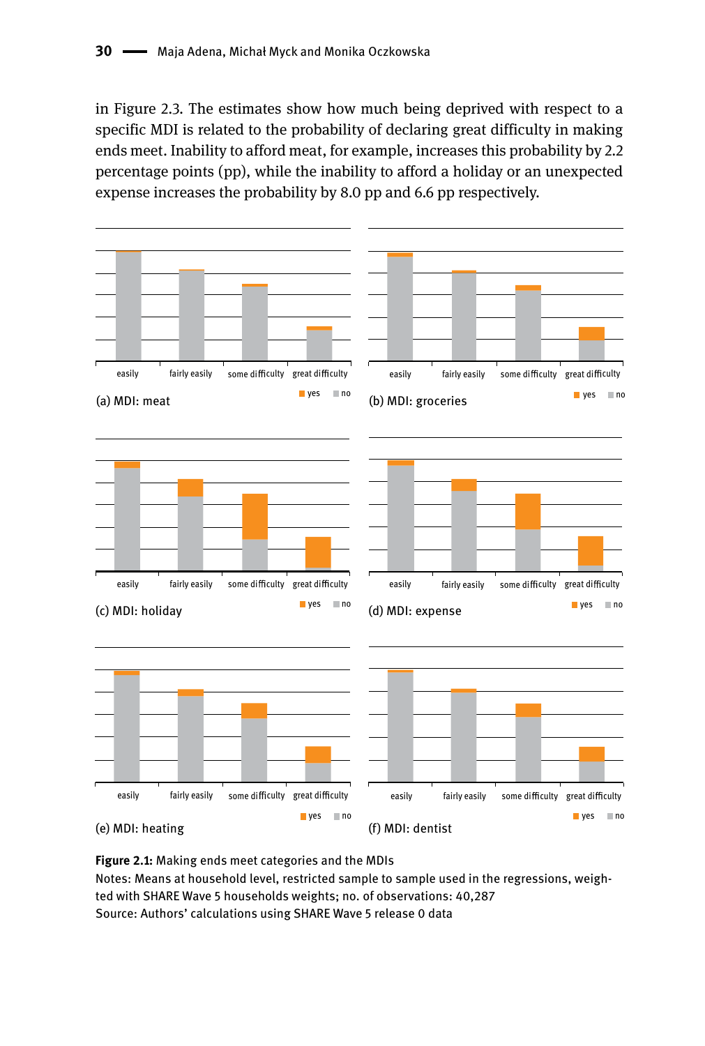in Figure 2.3. The estimates show how much being deprived with respect to a specific MDI is related to the probability of declaring great difficulty in making ends meet. Inability to afford meat, for example, increases this probability by 2.2 percentage points (pp), while the inability to afford a holiday or an unexpected expense increases the probability by 8.0 pp and 6.6 pp respectively.

(a) MDI: meat

(b) MDI: groceries

(c) MDI: holiday

(d) MDI: expense

(e) MDI: heating

(f) MDI: dentist

**Figure 2.1:** Making ends meet categories and the MDIs
Notes: Means at household level, restricted sample to sample used in the regressions, weighted with SHARE Wave 5 households weights; no. of observations: 40,287
Source: Authors' calculations using SHARE Wave 5 release 0 data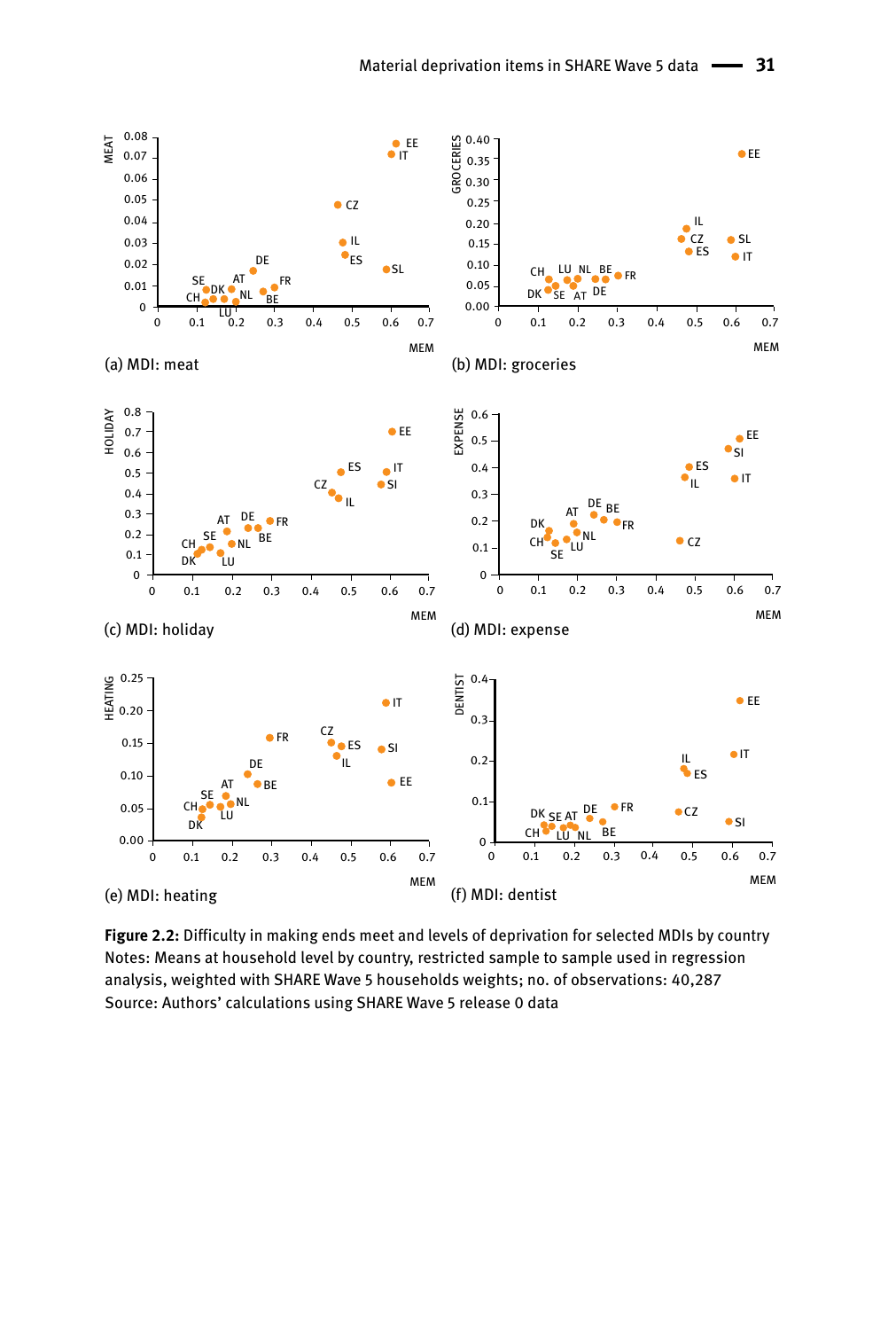(a) MDI: meat

(b) MDI: groceries

(c) MDI: holiday

(d) MDI: expense

(e) MDI: heating

(f) MDI: dentist

**Figure 2.2:** Difficulty in making ends meet and levels of deprivation for selected MDIs by country
Notes: Means at household level by country, restricted sample to sample used in regression analysis, weighted with SHARE Wave 5 households weights; no. of observations: 40,287
Source: Authors' calculations using SHARE Wave 5 release 0 data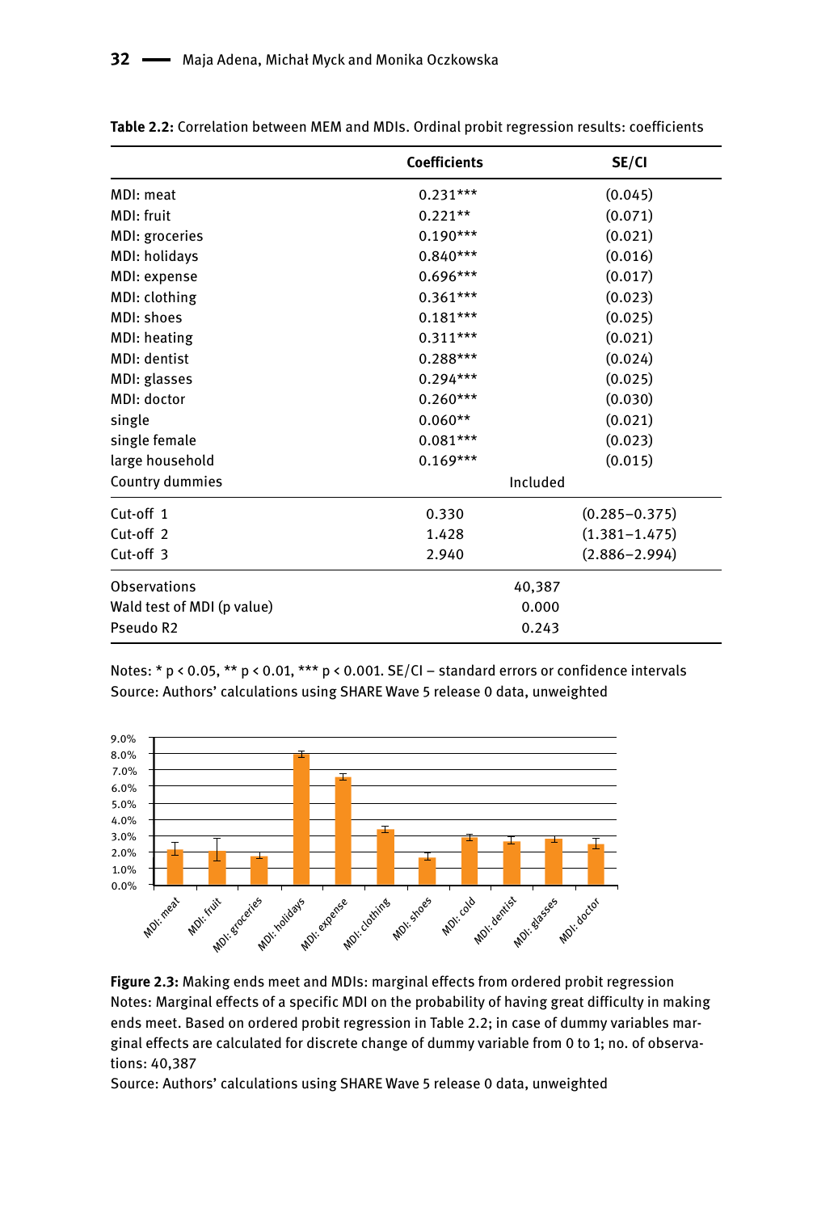**Table 2.2:** Correlation between MEM and MDIs. Ordinal probit regression results: coefficients

| | Coefficients | SE/CI |
|---|---|---|
| MDI: meat | 0.231*** | (0.045) |
| MDI: fruit | 0.221** | (0.071) |
| MDI: groceries | 0.190*** | (0.021) |
| MDI: holidays | 0.840*** | (0.016) |
| MDI: expense | 0.696*** | (0.017) |
| MDI: clothing | 0.361*** | (0.023) |
| MDI: shoes | 0.181*** | (0.025) |
| MDI: heating | 0.311*** | (0.021) |
| MDI: dentist | 0.288*** | (0.024) |
| MDI: glasses | 0.294*** | (0.025) |
| MDI: doctor | 0.260*** | (0.030) |
| single | 0.060** | (0.021) |
| single female | 0.081*** | (0.023) |
| large household | 0.169*** | (0.015) |
| Country dummies | Included | |
| Cut-off 1 | 0.330 | (0.285–0.375) |
| Cut-off 2 | 1.428 | (1.381–1.475) |
| Cut-off 3 | 2.940 | (2.886–2.994) |
| Observations | 40,387 | |
| Wald test of MDI (p value) | 0.000 | |
| Pseudo R2 | 0.243 | |

Notes: * $p < 0.05$, ** $p < 0.01$, *** $p < 0.001$. SE/CI – standard errors or confidence intervals
Source: Authors' calculations using SHARE Wave 5 release 0 data, unweighted

**Figure 2.3:** Making ends meet and MDIs: marginal effects from ordered probit regression
Notes: Marginal effects of a specific MDI on the probability of having great difficulty in making ends meet. Based on ordered probit regression in Table 2.2; in case of dummy variables marginal effects are calculated for discrete change of dummy variable from 0 to 1; no. of observations: 40,387
Source: Authors' calculations using SHARE Wave 5 release 0 data, unweighted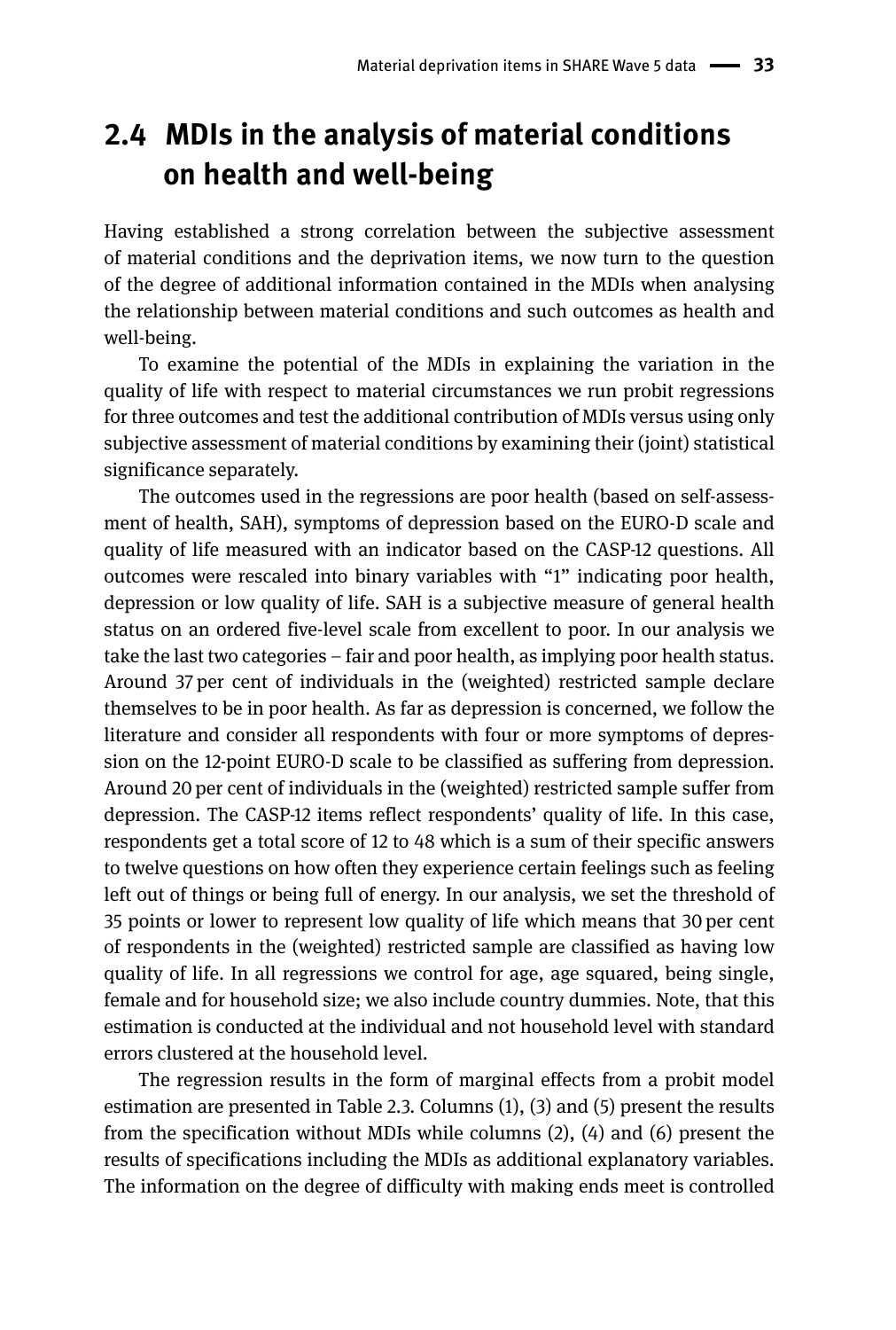## 2.4 MDIs in the analysis of material conditions on health and well-being

Having established a strong correlation between the subjective assessment of material conditions and the deprivation items, we now turn to the question of the degree of additional information contained in the MDIs when analysing the relationship between material conditions and such outcomes as health and well-being.

To examine the potential of the MDIs in explaining the variation in the quality of life with respect to material circumstances we run probit regressions for three outcomes and test the additional contribution of MDIs versus using only subjective assessment of material conditions by examining their (joint) statistical significance separately.

The outcomes used in the regressions are poor health (based on self-assessment of health, SAH), symptoms of depression based on the EURO-D scale and quality of life measured with an indicator based on the CASP-12 questions. All outcomes were rescaled into binary variables with "1" indicating poor health, depression or low quality of life. SAH is a subjective measure of general health status on an ordered five-level scale from excellent to poor. In our analysis we take the last two categories – fair and poor health, as implying poor health status. Around 37 per cent of individuals in the (weighted) restricted sample declare themselves to be in poor health. As far as depression is concerned, we follow the literature and consider all respondents with four or more symptoms of depression on the 12-point EURO-D scale to be classified as suffering from depression. Around 20 per cent of individuals in the (weighted) restricted sample suffer from depression. The CASP-12 items reflect respondents' quality of life. In this case, respondents get a total score of 12 to 48 which is a sum of their specific answers to twelve questions on how often they experience certain feelings such as feeling left out of things or being full of energy. In our analysis, we set the threshold of 35 points or lower to represent low quality of life which means that 30 per cent of respondents in the (weighted) restricted sample are classified as having low quality of life. In all regressions we control for age, age squared, being single, female and for household size; we also include country dummies. Note, that this estimation is conducted at the individual and not household level with standard errors clustered at the household level.

The regression results in the form of marginal effects from a probit model estimation are presented in Table 2.3. Columns (1), (3) and (5) present the results from the specification without MDIs while columns (2), (4) and (6) present the results of specifications including the MDIs as additional explanatory variables. The information on the degree of difficulty with making ends meet is controlled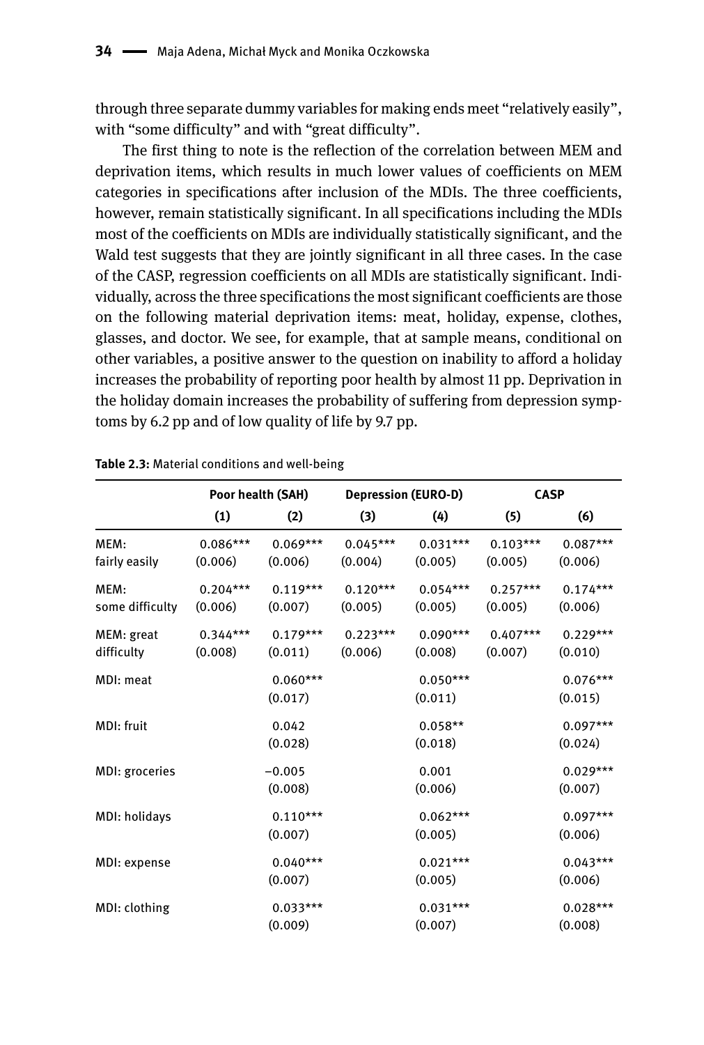through three separate dummy variables for making ends meet "relatively easily", with "some difficulty" and with "great difficulty".

The first thing to note is the reflection of the correlation between MEM and deprivation items, which results in much lower values of coefficients on MEM categories in specifications after inclusion of the MDIs. The three coefficients, however, remain statistically significant. In all specifications including the MDIs most of the coefficients on MDIs are individually statistically significant, and the Wald test suggests that they are jointly significant in all three cases. In the case of the CASP, regression coefficients on all MDIs are statistically significant. Individually, across the three specifications the most significant coefficients are those on the following material deprivation items: meat, holiday, expense, clothes, glasses, and doctor. We see, for example, that at sample means, conditional on other variables, a positive answer to the question on inability to afford a holiday increases the probability of reporting poor health by almost 11 pp. Deprivation in the holiday domain increases the probability of suffering from depression symptoms by 6.2 pp and of low quality of life by 9.7 pp.

**Table 2.3:** Material conditions and well-being

| | Poor health (SAH) | | Depression (EURO-D) | | CASP | |
|---|---|---|---|---|---|---|
| | (1) | (2) | (3) | (4) | (5) | (6) |
| MEM: fairly easily | 0.086*** (0.006) | 0.069*** (0.006) | 0.045*** (0.004) | 0.031*** (0.005) | 0.103*** (0.005) | 0.087*** (0.006) |
| MEM: some difficulty | 0.204*** (0.006) | 0.119*** (0.007) | 0.120*** (0.005) | 0.054*** (0.005) | 0.257*** (0.005) | 0.174*** (0.006) |
| MEM: great difficulty | 0.344*** (0.008) | 0.179*** (0.011) | 0.223*** (0.006) | 0.090*** (0.008) | 0.407*** (0.007) | 0.229*** (0.010) |
| MDI: meat | | 0.060*** (0.017) | | 0.050*** (0.011) | | 0.076*** (0.015) |
| MDI: fruit | | 0.042 (0.028) | | 0.058** (0.018) | | 0.097*** (0.024) |
| MDI: groceries | | −0.005 (0.008) | | 0.001 (0.006) | | 0.029*** (0.007) |
| MDI: holidays | | 0.110*** (0.007) | | 0.062*** (0.005) | | 0.097*** (0.006) |
| MDI: expense | | 0.040*** (0.007) | | 0.021*** (0.005) | | 0.043*** (0.006) |
| MDI: clothing | | 0.033*** (0.009) | | 0.031*** (0.007) | | 0.028*** (0.008) |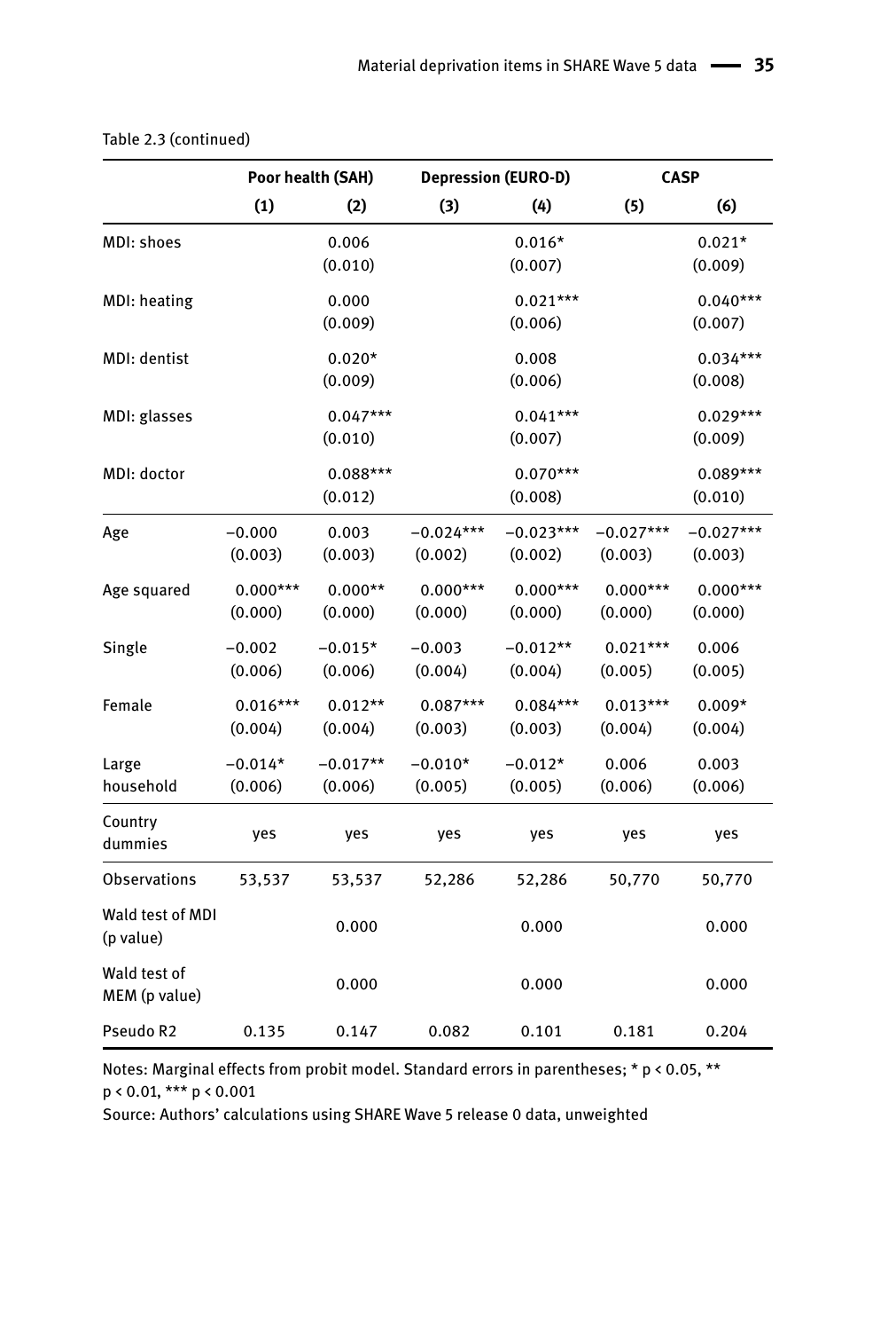Table 2.3 (continued)

| | Poor health (SAH) | | Depression (EURO-D) | | CASP | |
|---|---|---|---|---|---|---|
| | (1) | (2) | (3) | (4) | (5) | (6) |
| MDI: shoes | | 0.006<br>(0.010) | | 0.016*<br>(0.007) | | 0.021*<br>(0.009) |
| MDI: heating | | 0.000<br>(0.009) | | 0.021***<br>(0.006) | | 0.040***<br>(0.007) |
| MDI: dentist | | 0.020*<br>(0.009) | | 0.008<br>(0.006) | | 0.034***<br>(0.008) |
| MDI: glasses | | 0.047***<br>(0.010) | | 0.041***<br>(0.007) | | 0.029***<br>(0.009) |
| MDI: doctor | | 0.088***<br>(0.012) | | 0.070***<br>(0.008) | | 0.089***<br>(0.010) |
| Age | −0.000<br>(0.003) | 0.003<br>(0.003) | −0.024***<br>(0.002) | −0.023***<br>(0.002) | −0.027***<br>(0.003) | −0.027***<br>(0.003) |
| Age squared | 0.000***<br>(0.000) | 0.000**<br>(0.000) | 0.000***<br>(0.000) | 0.000***<br>(0.000) | 0.000***<br>(0.000) | 0.000***<br>(0.000) |
| Single | −0.002<br>(0.006) | −0.015*<br>(0.006) | −0.003<br>(0.004) | −0.012**<br>(0.004) | 0.021***<br>(0.005) | 0.006<br>(0.005) |
| Female | 0.016***<br>(0.004) | 0.012**<br>(0.004) | 0.087***<br>(0.003) | 0.084***<br>(0.003) | 0.013***<br>(0.004) | 0.009*<br>(0.004) |
| Large household | −0.014*<br>(0.006) | −0.017**<br>(0.006) | −0.010*<br>(0.005) | −0.012*<br>(0.005) | 0.006<br>(0.006) | 0.003<br>(0.006) |
| Country dummies | yes | yes | yes | yes | yes | yes |
| Observations | 53,537 | 53,537 | 52,286 | 52,286 | 50,770 | 50,770 |
| Wald test of MDI (p value) | | 0.000 | | 0.000 | | 0.000 |
| Wald test of MEM (p value) | | 0.000 | | 0.000 | | 0.000 |
| Pseudo R2 | 0.135 | 0.147 | 0.082 | 0.101 | 0.181 | 0.204 |

Notes: Marginal effects from probit model. Standard errors in parentheses; * $p < 0.05$, ** $p < 0.01$, *** $p < 0.001$

Source: Authors' calculations using SHARE Wave 5 release 0 data, unweighted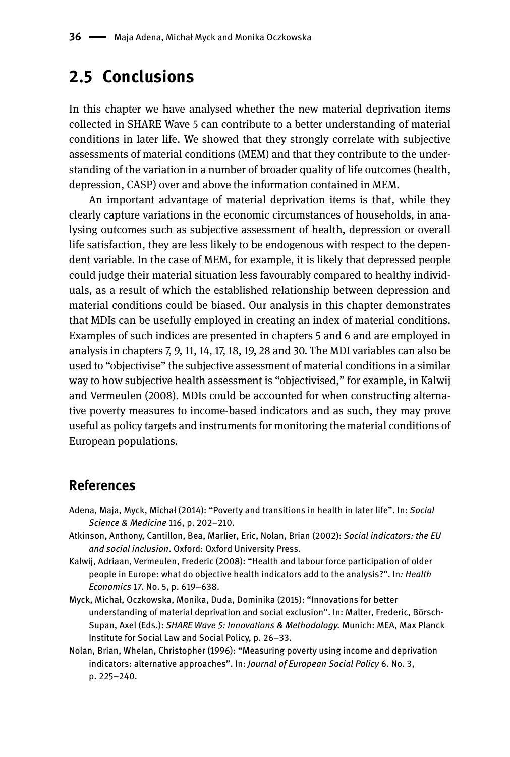## 2.5 Conclusions

In this chapter we have analysed whether the new material deprivation items collected in SHARE Wave 5 can contribute to a better understanding of material conditions in later life. We showed that they strongly correlate with subjective assessments of material conditions (MEM) and that they contribute to the understanding of the variation in a number of broader quality of life outcomes (health, depression, CASP) over and above the information contained in MEM.

An important advantage of material deprivation items is that, while they clearly capture variations in the economic circumstances of households, in analysing outcomes such as subjective assessment of health, depression or overall life satisfaction, they are less likely to be endogenous with respect to the dependent variable. In the case of MEM, for example, it is likely that depressed people could judge their material situation less favourably compared to healthy individuals, as a result of which the established relationship between depression and material conditions could be biased. Our analysis in this chapter demonstrates that MDIs can be usefully employed in creating an index of material conditions. Examples of such indices are presented in chapters 5 and 6 and are employed in analysis in chapters 7, 9, 11, 14, 17, 18, 19, 28 and 30. The MDI variables can also be used to "objectivise" the subjective assessment of material conditions in a similar way to how subjective health assessment is "objectivised," for example, in Kalwij and Vermeulen (2008). MDIs could be accounted for when constructing alternative poverty measures to income-based indicators and as such, they may prove useful as policy targets and instruments for monitoring the material conditions of European populations.

## References

Adena, Maja, Myck, Michał (2014): "Poverty and transitions in health in later life". In: *Social Science & Medicine* 116, p. 202–210.

Atkinson, Anthony, Cantillon, Bea, Marlier, Eric, Nolan, Brian (2002): *Social indicators: the EU and social inclusion*. Oxford: Oxford University Press.

Kalwij, Adriaan, Vermeulen, Frederic (2008): "Health and labour force participation of older people in Europe: what do objective health indicators add to the analysis?". In*: Health Economics* 17. No. 5, p. 619–638.

Myck, Michał, Oczkowska, Monika, Duda, Dominika (2015): "Innovations for better understanding of material deprivation and social exclusion". In: Malter, Frederic, Börsch-Supan, Axel (Eds.): *SHARE Wave 5: Innovations & Methodology.* Munich: MEA, Max Planck Institute for Social Law and Social Policy, p. 26–33.

Nolan, Brian, Whelan, Christopher (1996): "Measuring poverty using income and deprivation indicators: alternative approaches". In: *Journal of European Social Policy* 6. No. 3, p. 225–240.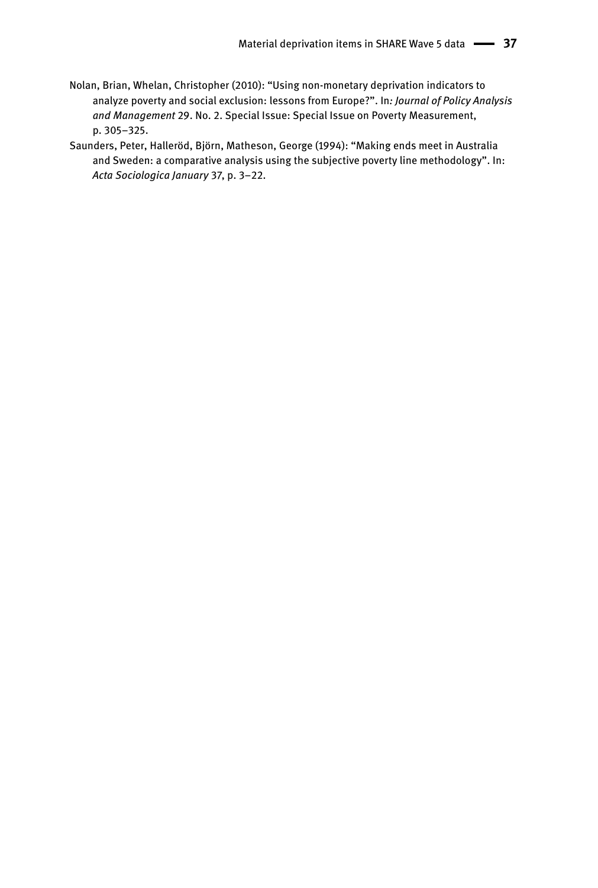Nolan, Brian, Whelan, Christopher (2010): "Using non-monetary deprivation indicators to analyze poverty and social exclusion: lessons from Europe?". In*: Journal of Policy Analysis and Management* 29. No. 2. Special Issue: Special Issue on Poverty Measurement, p. 305–325.

Saunders, Peter, Halleröd, Björn, Matheson, George (1994): "Making ends meet in Australia and Sweden: a comparative analysis using the subjective poverty line methodology". In: *Acta Sociologica January* 37, p. 3–22.